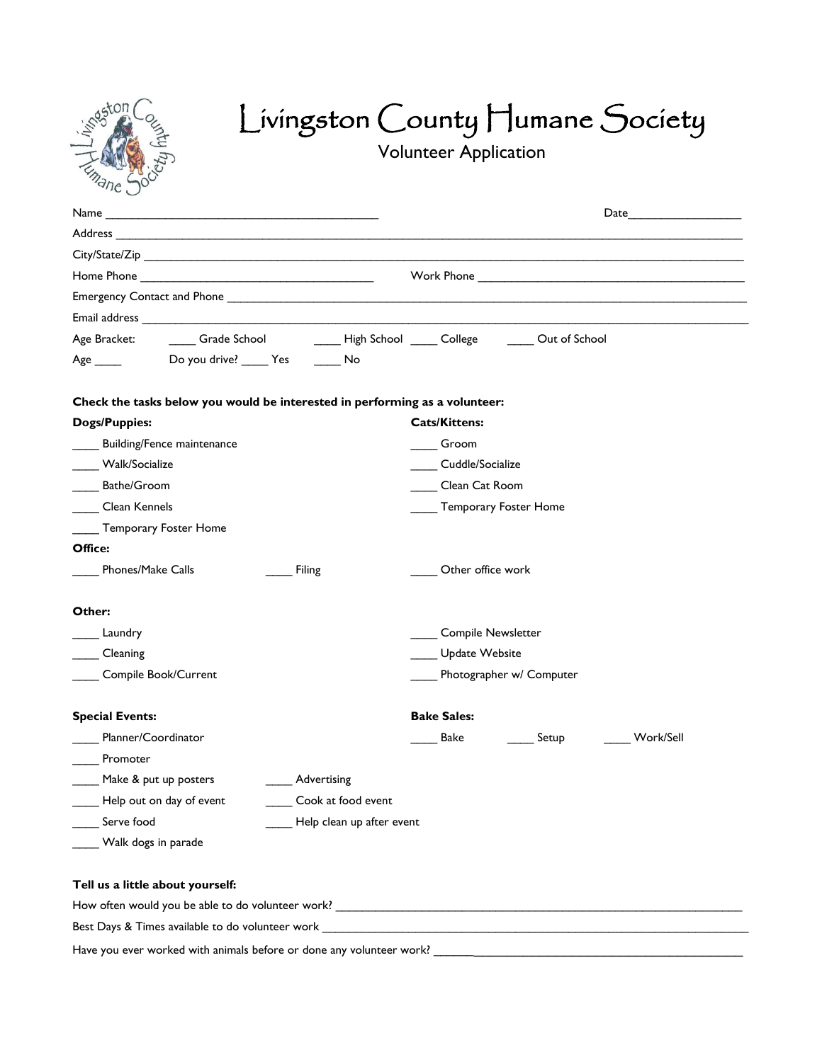# Livingston County Humane Society

## Volunteer Application

Name ___________________________________________ Date_________________

Address ___________________________________________________________________________________________

City/State/Zip ______________________________________________________________________________________

Home Phone ______________________________________ Work Phone ___________________________________________

Emergency Contact and Phone _______________________________________________________________________________

Email address _______________________________________________________________________________________

Age Bracket: ____ Grade School ____ High School ____ College ____ Out of School

Age ____ Do you drive? ____ Yes ____ No

**Check the tasks below you would be interested in performing as a volunteer:**

**Dogs/Puppies:**

____ Building/Fence maintenance

____ Walk/Socialize

____ Bathe/Groom

____ Clean Kennels

____ Temporary Foster Home

**Cats/Kittens:**

____ Groom

____ Cuddle/Socialize

____ Clean Cat Room

____ Temporary Foster Home

**Office:**

____ Phones/Make Calls ____ Filing ____ Other office work

**Other:**

____ Laundry

____ Cleaning

____ Compile Book/Current

____ Compile Newsletter

____ Update Website

____ Photographer w/ Computer

**Special Events:**

____ Planner/Coordinator

____ Promoter

____ Make & put up posters ____ Advertising

____ Help out on day of event ____ Cook at food event

____ Serve food ____ Help clean up after event

____ Walk dogs in parade

**Bake Sales:**

____ Bake ____ Setup ____ Work/Sell

**Tell us a little about yourself:**

How often would you be able to do volunteer work? _______________________________________________________________

Best Days & Times available to do volunteer work _________________________________________________________________

Have you ever worked with animals before or done any volunteer work? _____________________________________________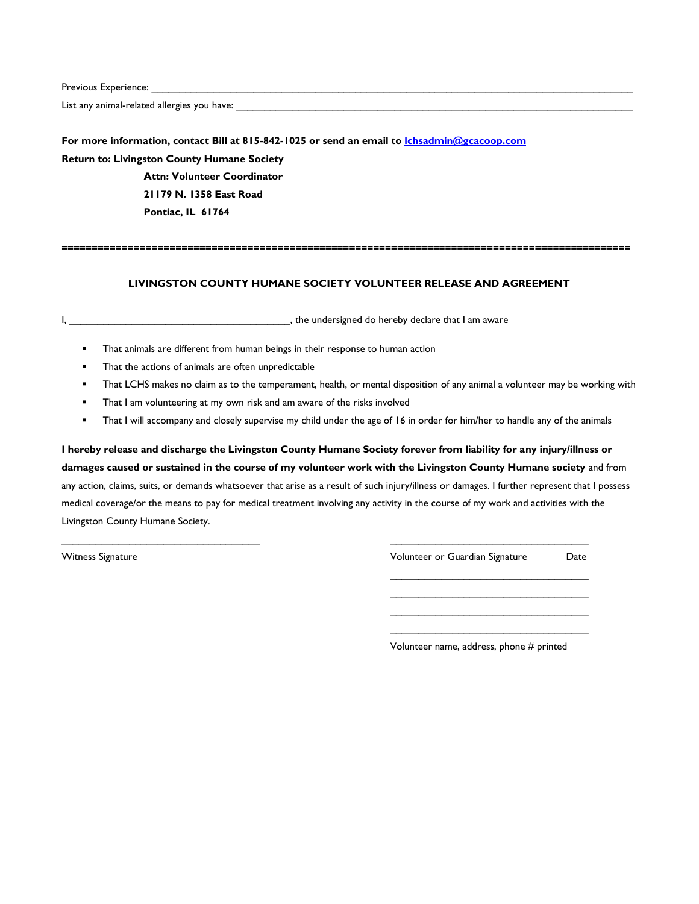Previous Experience: ___________________________________________________________________________

List any animal-related allergies you have: _______________________________________________________________

**For more information, contact Bill at 815-842-1025 or send an email to [lchsadmin@gcacoop.com](mailto:lchsadmin@gcacoop.com)**

**Return to: Livingston County Humane Society**

**Attn: Volunteer Coordinator**

**21179 N. 1358 East Road**

**Pontiac, IL 61764**

==========================================================================================

## LIVINGSTON COUNTY HUMANE SOCIETY VOLUNTEER RELEASE AND AGREEMENT

I, ________________________________________, the undersigned do hereby declare that I am aware

- That animals are different from human beings in their response to human action
- That the actions of animals are often unpredictable
- That LCHS makes no claim as to the temperament, health, or mental disposition of any animal a volunteer may be working with
- That I am volunteering at my own risk and am aware of the risks involved
- That I will accompany and closely supervise my child under the age of 16 in order for him/her to handle any of the animals

**I hereby release and discharge the Livingston County Humane Society forever from liability for any injury/illness or damages caused or sustained in the course of my volunteer work with the Livingston County Humane society** and from any action, claims, suits, or demands whatsoever that arise as a result of such injury/illness or damages. I further represent that I possess medical coverage/or the means to pay for medical treatment involving any activity in the course of my work and activities with the Livingston County Humane Society.

____________________________________ ____________________________________

Witness Signature Volunteer or Guardian Signature Date

____________________________________

____________________________________

____________________________________

____________________________________

Volunteer name, address, phone # printed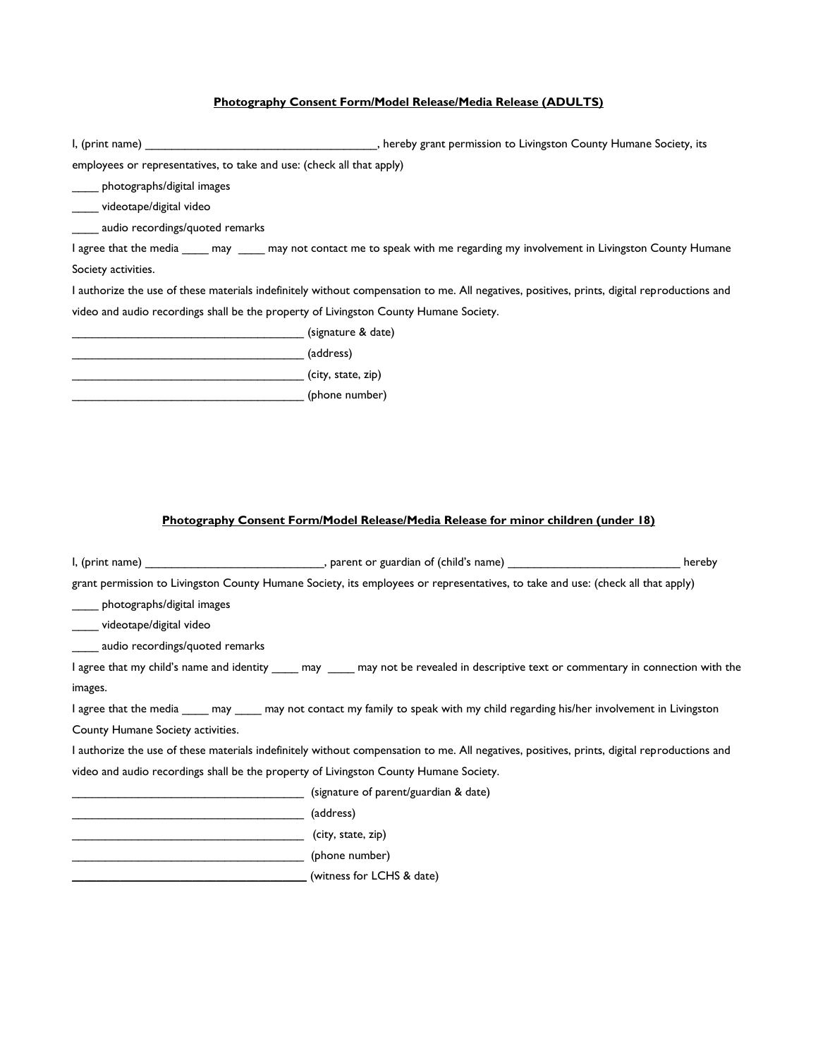**Photography Consent Form/Model Release/Media Release (ADULTS)**

I, (print name) _____________________________________, hereby grant permission to Livingston County Humane Society, its employees or representatives, to take and use: (check all that apply)

____ photographs/digital images

____ videotape/digital video

____ audio recordings/quoted remarks

I agree that the media ____ may ____ may not contact me to speak with me regarding my involvement in Livingston County Humane Society activities.

I authorize the use of these materials indefinitely without compensation to me. All negatives, positives, prints, digital reproductions and video and audio recordings shall be the property of Livingston County Humane Society.

_____________________________________ (signature & date)

_____________________________________ (address)

_____________________________________ (city, state, zip)

_____________________________________ (phone number)

**Photography Consent Form/Model Release/Media Release for minor children (under 18)**

I, (print name) ____________________________, parent or guardian of (child's name) ___________________________ hereby grant permission to Livingston County Humane Society, its employees or representatives, to take and use: (check all that apply)

____ photographs/digital images

____ videotape/digital video

____ audio recordings/quoted remarks

I agree that my child's name and identity ____ may ____ may not be revealed in descriptive text or commentary in connection with the images.

I agree that the media ____ may ____ may not contact my family to speak with my child regarding his/her involvement in Livingston County Humane Society activities.

I authorize the use of these materials indefinitely without compensation to me. All negatives, positives, prints, digital reproductions and video and audio recordings shall be the property of Livingston County Humane Society.

_____________________________________ (signature of parent/guardian & date)

_____________________________________ (address)

_____________________________________ (city, state, zip)

_____________________________________ (phone number)

_____________________________________ (witness for LCHS & date)